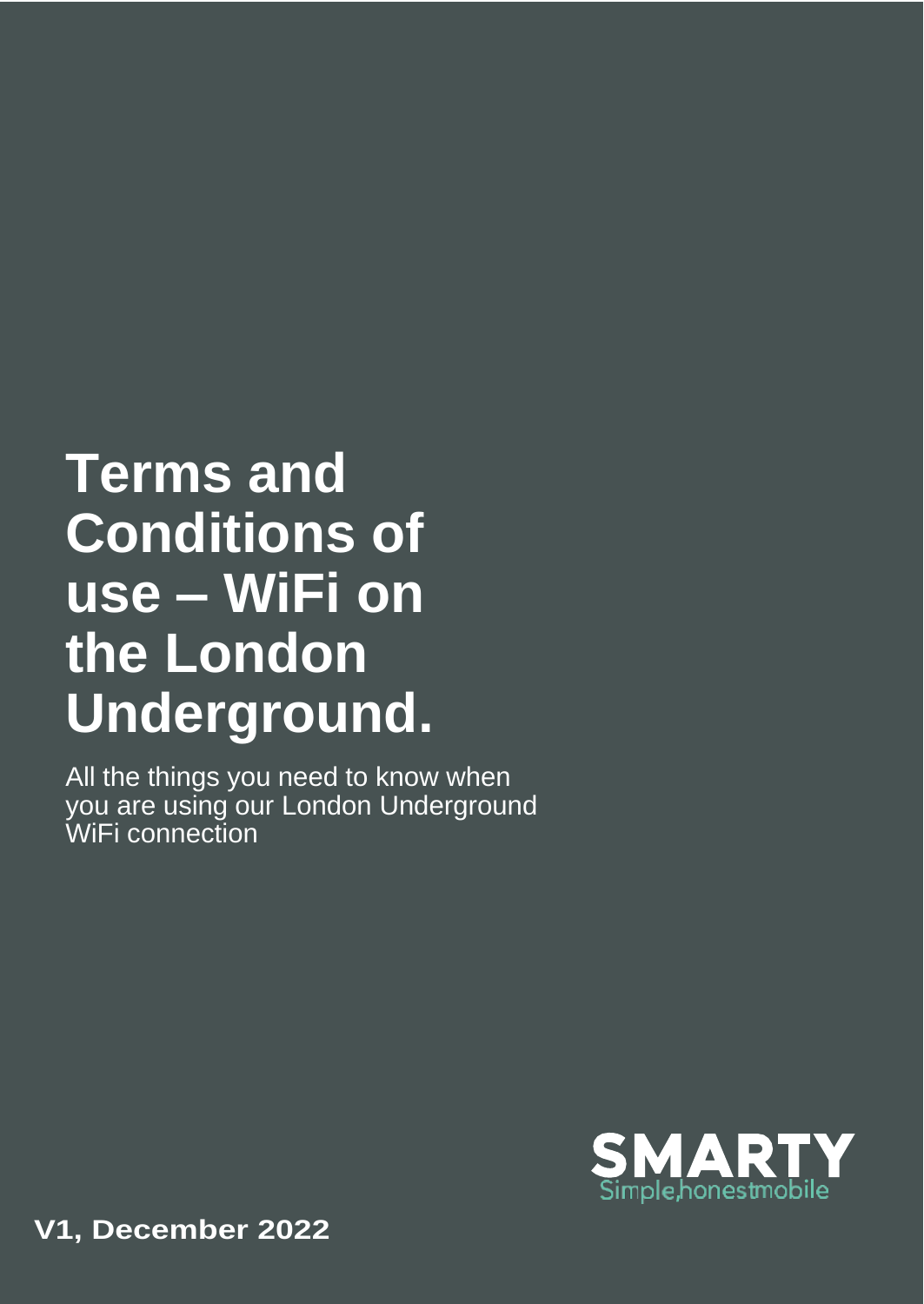# Terms and Conditions of use – WiFi on the London Underground.

All the things you need to know when you are using our London Underground WiFi connection

SMARTY
Simple,honestmobile

**V1, December 2022**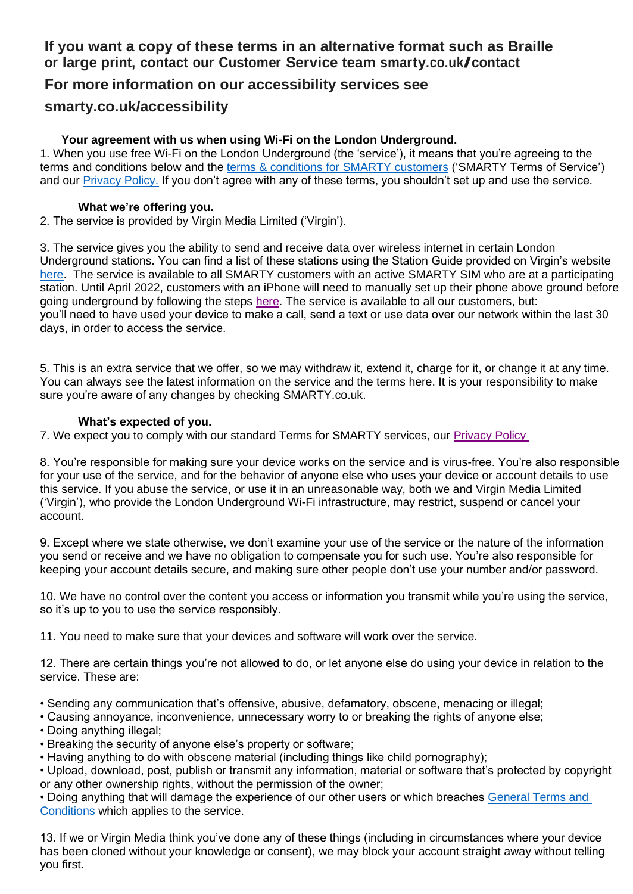## If you want a copy of these terms in an alternative format such as Braille or large print, contact our Customer Service team smarty.co.uk/contact

## For more information on our accessibility services see smarty.co.uk/accessibility

### Your agreement with us when using Wi-Fi on the London Underground.

1. When you use free Wi-Fi on the London Underground (the 'service'), it means that you're agreeing to the terms and conditions below and the terms & conditions for SMARTY customers ('SMARTY Terms of Service') and our Privacy Policy. If you don't agree with any of these terms, you shouldn't set up and use the service.

### What we're offering you.

2. The service is provided by Virgin Media Limited ('Virgin').

3. The service gives you the ability to send and receive data over wireless internet in certain London Underground stations. You can find a list of these stations using the Station Guide provided on Virgin's website here. The service is available to all SMARTY customers with an active SMARTY SIM who are at a participating station. Until April 2022, customers with an iPhone will need to manually set up their phone above ground before going underground by following the steps here. The service is available to all our customers, but: you'll need to have used your device to make a call, send a text or use data over our network within the last 30 days, in order to access the service.

5. This is an extra service that we offer, so we may withdraw it, extend it, charge for it, or change it at any time. You can always see the latest information on the service and the terms here. It is your responsibility to make sure you're aware of any changes by checking SMARTY.co.uk.

### What's expected of you.

7. We expect you to comply with our standard Terms for SMARTY services, our Privacy Policy

8. You're responsible for making sure your device works on the service and is virus-free. You're also responsible for your use of the service, and for the behavior of anyone else who uses your device or account details to use this service. If you abuse the service, or use it in an unreasonable way, both we and Virgin Media Limited ('Virgin'), who provide the London Underground Wi-Fi infrastructure, may restrict, suspend or cancel your account.

9. Except where we state otherwise, we don't examine your use of the service or the nature of the information you send or receive and we have no obligation to compensate you for such use. You're also responsible for keeping your account details secure, and making sure other people don't use your number and/or password.

10. We have no control over the content you access or information you transmit while you're using the service, so it's up to you to use the service responsibly.

11. You need to make sure that your devices and software will work over the service.

12. There are certain things you're not allowed to do, or let anyone else do using your device in relation to the service. These are:

- Sending any communication that's offensive, abusive, defamatory, obscene, menacing or illegal;
- Causing annoyance, inconvenience, unnecessary worry to or breaking the rights of anyone else;
- Doing anything illegal;
- Breaking the security of anyone else's property or software;
- Having anything to do with obscene material (including things like child pornography);
- Upload, download, post, publish or transmit any information, material or software that's protected by copyright or any other ownership rights, without the permission of the owner;
- Doing anything that will damage the experience of our other users or which breaches General Terms and Conditions which applies to the service.

13. If we or Virgin Media think you've done any of these things (including in circumstances where your device has been cloned without your knowledge or consent), we may block your account straight away without telling you first.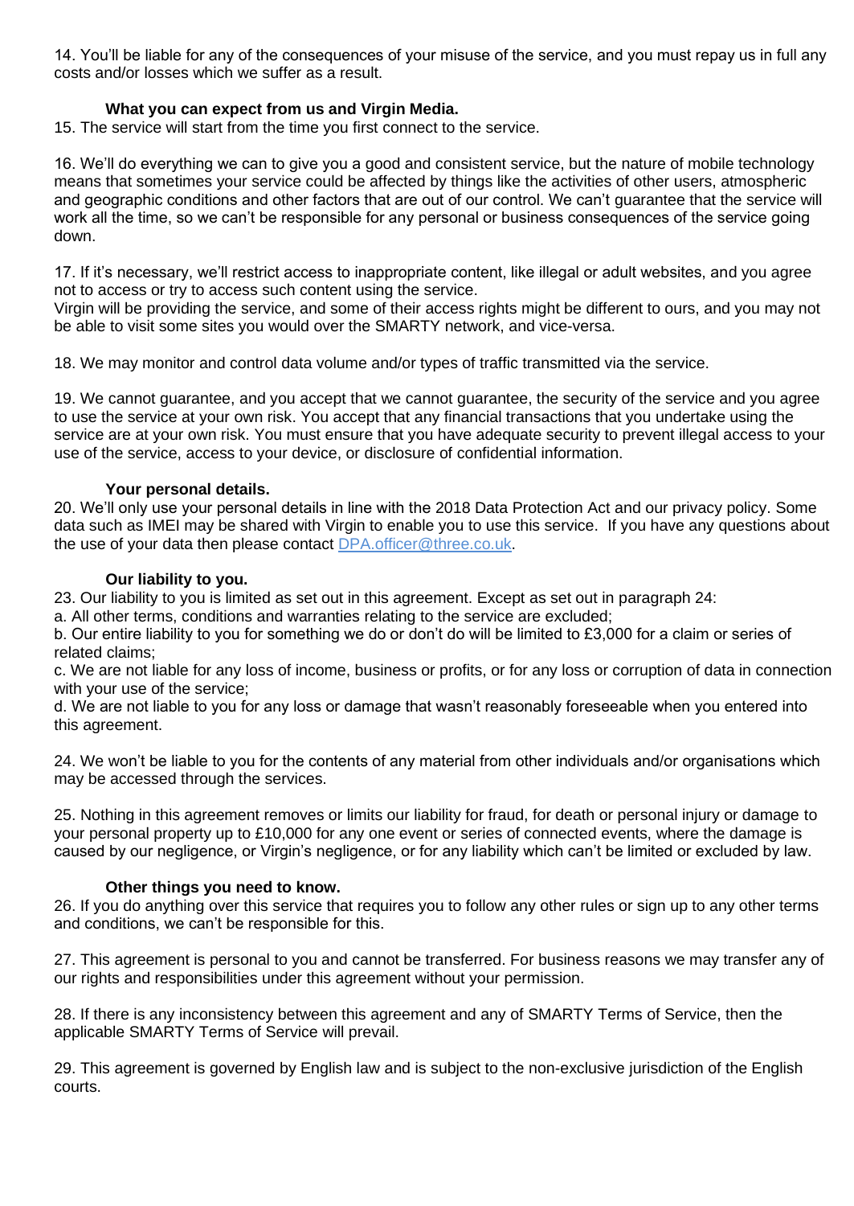14. You'll be liable for any of the consequences of your misuse of the service, and you must repay us in full any costs and/or losses which we suffer as a result.

**What you can expect from us and Virgin Media.**

15. The service will start from the time you first connect to the service.

16. We'll do everything we can to give you a good and consistent service, but the nature of mobile technology means that sometimes your service could be affected by things like the activities of other users, atmospheric and geographic conditions and other factors that are out of our control. We can't guarantee that the service will work all the time, so we can't be responsible for any personal or business consequences of the service going down.

17. If it's necessary, we'll restrict access to inappropriate content, like illegal or adult websites, and you agree not to access or try to access such content using the service.
Virgin will be providing the service, and some of their access rights might be different to ours, and you may not be able to visit some sites you would over the SMARTY network, and vice-versa.

18. We may monitor and control data volume and/or types of traffic transmitted via the service.

19. We cannot guarantee, and you accept that we cannot guarantee, the security of the service and you agree to use the service at your own risk. You accept that any financial transactions that you undertake using the service are at your own risk. You must ensure that you have adequate security to prevent illegal access to your use of the service, access to your device, or disclosure of confidential information.

**Your personal details.**

20. We'll only use your personal details in line with the 2018 Data Protection Act and our privacy policy. Some data such as IMEI may be shared with Virgin to enable you to use this service. If you have any questions about the use of your data then please contact DPA.officer@three.co.uk.

**Our liability to you.**

23. Our liability to you is limited as set out in this agreement. Except as set out in paragraph 24:
a. All other terms, conditions and warranties relating to the service are excluded;
b. Our entire liability to you for something we do or don't do will be limited to £3,000 for a claim or series of related claims;
c. We are not liable for any loss of income, business or profits, or for any loss or corruption of data in connection with your use of the service;
d. We are not liable to you for any loss or damage that wasn't reasonably foreseeable when you entered into this agreement.

24. We won't be liable to you for the contents of any material from other individuals and/or organisations which may be accessed through the services.

25. Nothing in this agreement removes or limits our liability for fraud, for death or personal injury or damage to your personal property up to £10,000 for any one event or series of connected events, where the damage is caused by our negligence, or Virgin's negligence, or for any liability which can't be limited or excluded by law.

**Other things you need to know.**

26. If you do anything over this service that requires you to follow any other rules or sign up to any other terms and conditions, we can't be responsible for this.

27. This agreement is personal to you and cannot be transferred. For business reasons we may transfer any of our rights and responsibilities under this agreement without your permission.

28. If there is any inconsistency between this agreement and any of SMARTY Terms of Service, then the applicable SMARTY Terms of Service will prevail.

29. This agreement is governed by English law and is subject to the non-exclusive jurisdiction of the English courts.